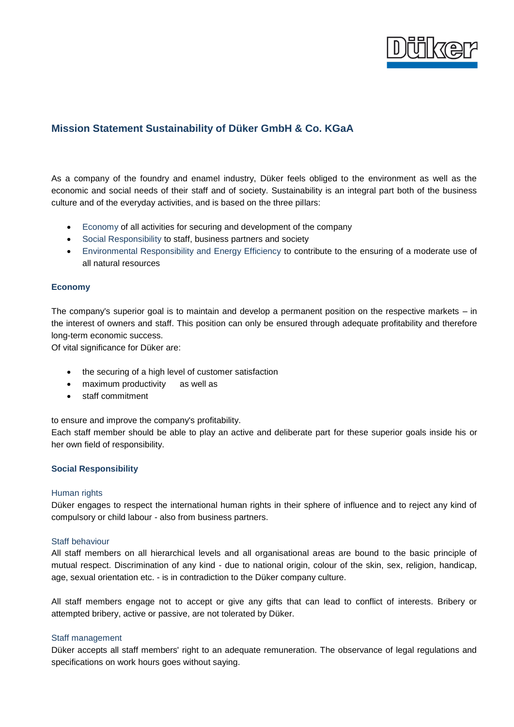# Mission Statement Sustainability of Düker GmbH & Co. KGaA

As a company of the foundry and enamel industry, Düker feels obliged to the environment as well as the economic and social needs of their staff and of society. Sustainability is an integral part both of the business culture and of the everyday activities, and is based on the three pillars:

- Economy of all activities for securing and development of the company
- Social Responsibility to staff, business partners and society
- Environmental Responsibility and Energy Efficiency to contribute to the ensuring of a moderate use of all natural resources

## Economy

The company's superior goal is to maintain and develop a permanent position on the respective markets – in the interest of owners and staff. This position can only be ensured through adequate profitability and therefore long-term economic success.
Of vital significance for Düker are:

- the securing of a high level of customer satisfaction
- maximum productivity as well as
- staff commitment

to ensure and improve the company's profitability.
Each staff member should be able to play an active and deliberate part for these superior goals inside his or her own field of responsibility.

## Social Responsibility

### Human rights

Düker engages to respect the international human rights in their sphere of influence and to reject any kind of compulsory or child labour - also from business partners.

### Staff behaviour

All staff members on all hierarchical levels and all organisational areas are bound to the basic principle of mutual respect. Discrimination of any kind - due to national origin, colour of the skin, sex, religion, handicap, age, sexual orientation etc. - is in contradiction to the Düker company culture.

All staff members engage not to accept or give any gifts that can lead to conflict of interests. Bribery or attempted bribery, active or passive, are not tolerated by Düker.

### Staff management

Düker accepts all staff members' right to an adequate remuneration. The observance of legal regulations and specifications on work hours goes without saying.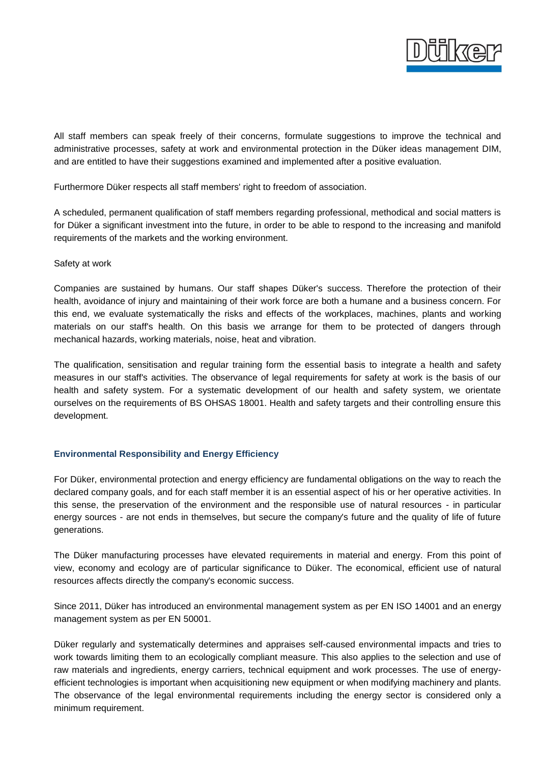All staff members can speak freely of their concerns, formulate suggestions to improve the technical and administrative processes, safety at work and environmental protection in the Düker ideas management DIM, and are entitled to have their suggestions examined and implemented after a positive evaluation.

Furthermore Düker respects all staff members' right to freedom of association.

A scheduled, permanent qualification of staff members regarding professional, methodical and social matters is for Düker a significant investment into the future, in order to be able to respond to the increasing and manifold requirements of the markets and the working environment.

Safety at work

Companies are sustained by humans. Our staff shapes Düker's success. Therefore the protection of their health, avoidance of injury and maintaining of their work force are both a humane and a business concern. For this end, we evaluate systematically the risks and effects of the workplaces, machines, plants and working materials on our staff's health. On this basis we arrange for them to be protected of dangers through mechanical hazards, working materials, noise, heat and vibration.

The qualification, sensitisation and regular training form the essential basis to integrate a health and safety measures in our staff's activities. The observance of legal requirements for safety at work is the basis of our health and safety system. For a systematic development of our health and safety system, we orientate ourselves on the requirements of BS OHSAS 18001. Health and safety targets and their controlling ensure this development.

## Environmental Responsibility and Energy Efficiency

For Düker, environmental protection and energy efficiency are fundamental obligations on the way to reach the declared company goals, and for each staff member it is an essential aspect of his or her operative activities. In this sense, the preservation of the environment and the responsible use of natural resources - in particular energy sources - are not ends in themselves, but secure the company's future and the quality of life of future generations.

The Düker manufacturing processes have elevated requirements in material and energy. From this point of view, economy and ecology are of particular significance to Düker. The economical, efficient use of natural resources affects directly the company's economic success.

Since 2011, Düker has introduced an environmental management system as per EN ISO 14001 and an energy management system as per EN 50001.

Düker regularly and systematically determines and appraises self-caused environmental impacts and tries to work towards limiting them to an ecologically compliant measure. This also applies to the selection and use of raw materials and ingredients, energy carriers, technical equipment and work processes. The use of energy-efficient technologies is important when acquisitioning new equipment or when modifying machinery and plants. The observance of the legal environmental requirements including the energy sector is considered only a minimum requirement.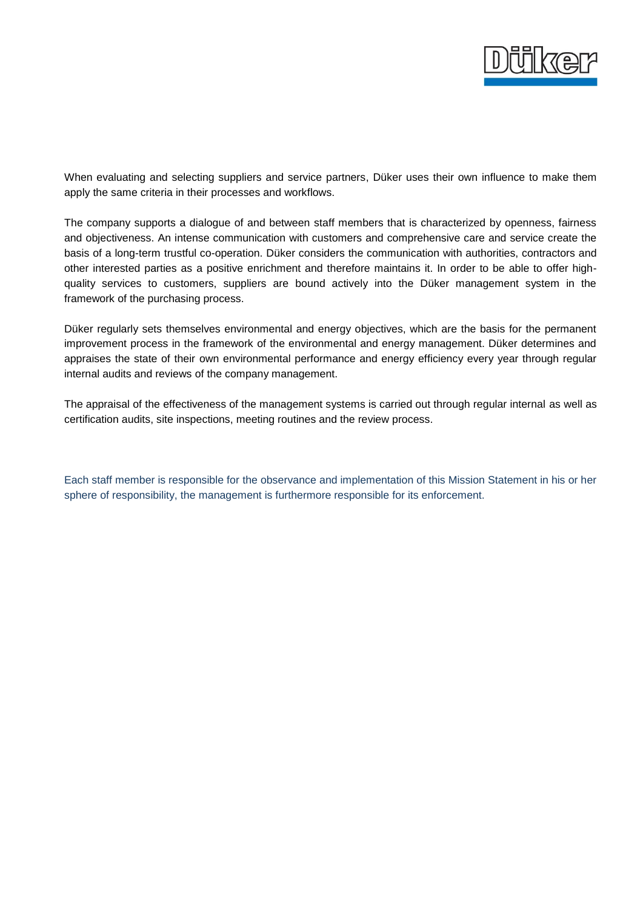When evaluating and selecting suppliers and service partners, Düker uses their own influence to make them apply the same criteria in their processes and workflows.

The company supports a dialogue of and between staff members that is characterized by openness, fairness and objectiveness. An intense communication with customers and comprehensive care and service create the basis of a long-term trustful co-operation. Düker considers the communication with authorities, contractors and other interested parties as a positive enrichment and therefore maintains it. In order to be able to offer high-quality services to customers, suppliers are bound actively into the Düker management system in the framework of the purchasing process.

Düker regularly sets themselves environmental and energy objectives, which are the basis for the permanent improvement process in the framework of the environmental and energy management. Düker determines and appraises the state of their own environmental performance and energy efficiency every year through regular internal audits and reviews of the company management.

The appraisal of the effectiveness of the management systems is carried out through regular internal as well as certification audits, site inspections, meeting routines and the review process.

Each staff member is responsible for the observance and implementation of this Mission Statement in his or her sphere of responsibility, the management is furthermore responsible for its enforcement.